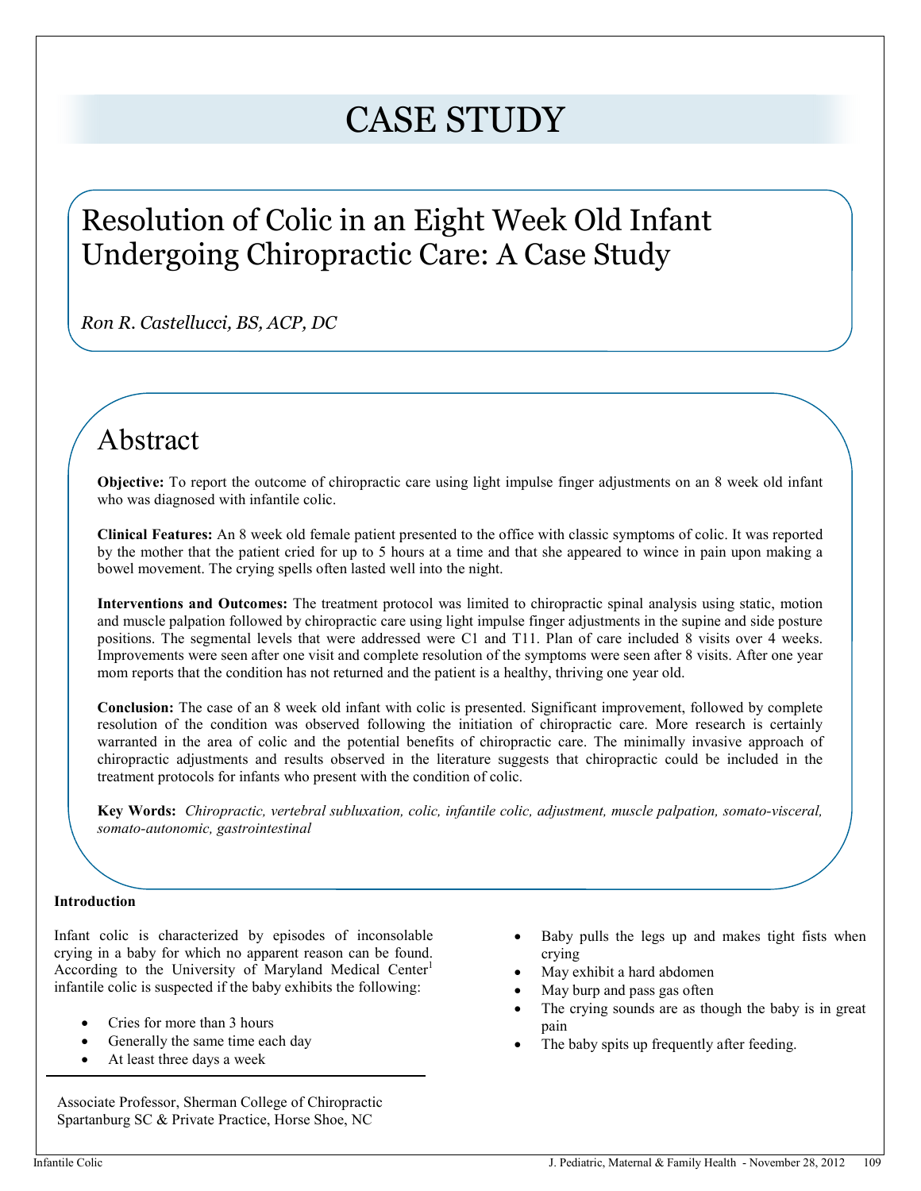# CASE STUDY

## Resolution of Colic in an Eight Week Old Infant Undergoing Chiropractic Care: A Case Study

*Ron R. Castellucci, BS, ACP, DC*

## Abstract

**Objective:** To report the outcome of chiropractic care using light impulse finger adjustments on an 8 week old infant who was diagnosed with infantile colic.

**Clinical Features:** An 8 week old female patient presented to the office with classic symptoms of colic. It was reported by the mother that the patient cried for up to 5 hours at a time and that she appeared to wince in pain upon making a bowel movement. The crying spells often lasted well into the night.

**Interventions and Outcomes:** The treatment protocol was limited to chiropractic spinal analysis using static, motion and muscle palpation followed by chiropractic care using light impulse finger adjustments in the supine and side posture positions. The segmental levels that were addressed were C1 and T11. Plan of care included 8 visits over 4 weeks. Improvements were seen after one visit and complete resolution of the symptoms were seen after 8 visits. After one year mom reports that the condition has not returned and the patient is a healthy, thriving one year old.

**Conclusion:** The case of an 8 week old infant with colic is presented. Significant improvement, followed by complete resolution of the condition was observed following the initiation of chiropractic care. More research is certainly warranted in the area of colic and the potential benefits of chiropractic care. The minimally invasive approach of chiropractic adjustments and results observed in the literature suggests that chiropractic could be included in the treatment protocols for infants who present with the condition of colic.

**Key Words:** *Chiropractic, vertebral subluxation, colic, infantile colic, adjustment, muscle palpation, somato-visceral, somato-autonomic, gastrointestinal*

**Introduction**

Infant colic is characterized by episodes of inconsolable crying in a baby for which no apparent reason can be found. According to the University of Maryland Medical Center[1] infantile colic is suspected if the baby exhibits the following:

- Cries for more than 3 hours
- Generally the same time each day
- At least three days a week
- Baby pulls the legs up and makes tight fists when crying
- May exhibit a hard abdomen
- May burp and pass gas often
- The crying sounds are as though the baby is in great pain
- The baby spits up frequently after feeding.

Associate Professor, Sherman College of Chiropractic Spartanburg SC & Private Practice, Horse Shoe, NC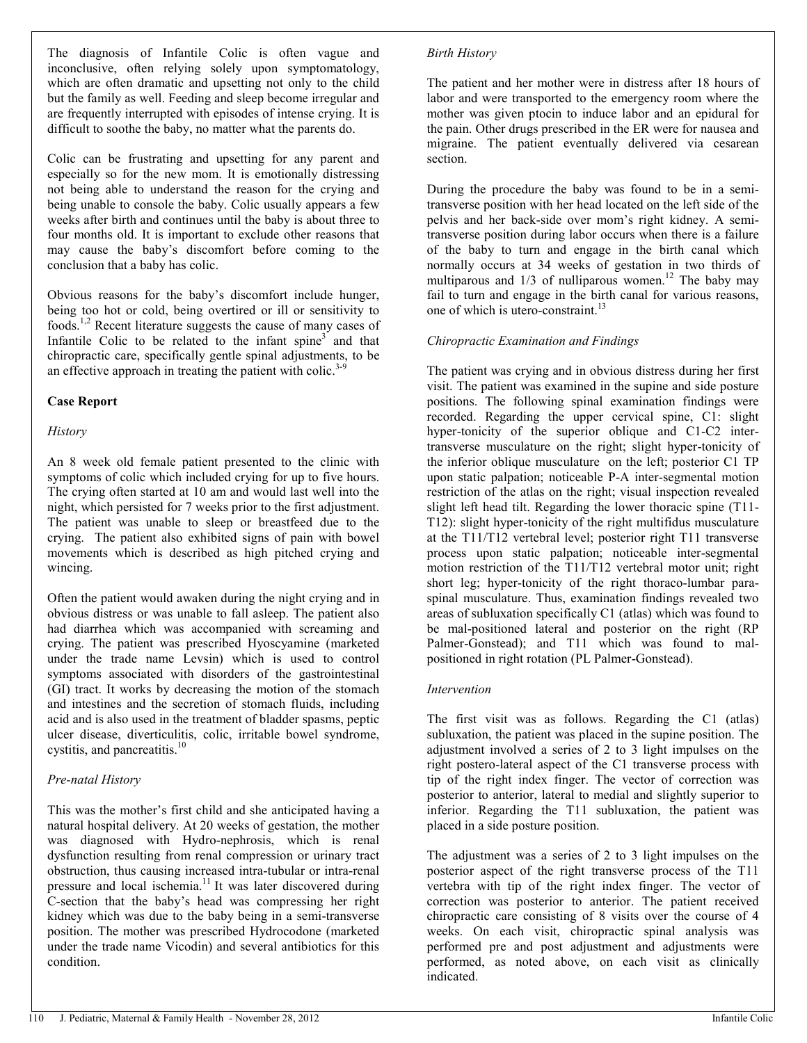The diagnosis of Infantile Colic is often vague and inconclusive, often relying solely upon symptomatology, which are often dramatic and upsetting not only to the child but the family as well. Feeding and sleep become irregular and are frequently interrupted with episodes of intense crying. It is difficult to soothe the baby, no matter what the parents do.

Colic can be frustrating and upsetting for any parent and especially so for the new mom. It is emotionally distressing not being able to understand the reason for the crying and being unable to console the baby. Colic usually appears a few weeks after birth and continues until the baby is about three to four months old. It is important to exclude other reasons that may cause the baby's discomfort before coming to the conclusion that a baby has colic.

Obvious reasons for the baby's discomfort include hunger, being too hot or cold, being overtired or ill or sensitivity to foods.[1,2] Recent literature suggests the cause of many cases of Infantile Colic to be related to the infant spine[3] and that chiropractic care, specifically gentle spinal adjustments, to be an effective approach in treating the patient with colic.[3-9]

## Case Report

### *History*

An 8 week old female patient presented to the clinic with symptoms of colic which included crying for up to five hours. The crying often started at 10 am and would last well into the night, which persisted for 7 weeks prior to the first adjustment. The patient was unable to sleep or breastfeed due to the crying. The patient also exhibited signs of pain with bowel movements which is described as high pitched crying and wincing.

Often the patient would awaken during the night crying and in obvious distress or was unable to fall asleep. The patient also had diarrhea which was accompanied with screaming and crying. The patient was prescribed Hyoscyamine (marketed under the trade name Levsin) which is used to control symptoms associated with disorders of the gastrointestinal (GI) tract. It works by decreasing the motion of the stomach and intestines and the secretion of stomach fluids, including acid and is also used in the treatment of bladder spasms, peptic ulcer disease, diverticulitis, colic, irritable bowel syndrome, cystitis, and pancreatitis.[10]

### *Pre-natal History*

This was the mother's first child and she anticipated having a natural hospital delivery. At 20 weeks of gestation, the mother was diagnosed with Hydro-nephrosis, which is renal dysfunction resulting from renal compression or urinary tract obstruction, thus causing increased intra-tubular or intra-renal pressure and local ischemia.[11] It was later discovered during C-section that the baby's head was compressing her right kidney which was due to the baby being in a semi-transverse position. The mother was prescribed Hydrocodone (marketed under the trade name Vicodin) and several antibiotics for this condition.

### *Birth History*

The patient and her mother were in distress after 18 hours of labor and were transported to the emergency room where the mother was given ptocin to induce labor and an epidural for the pain. Other drugs prescribed in the ER were for nausea and migraine. The patient eventually delivered via cesarean section.

During the procedure the baby was found to be in a semi-transverse position with her head located on the left side of the pelvis and her back-side over mom's right kidney. A semi-transverse position during labor occurs when there is a failure of the baby to turn and engage in the birth canal which normally occurs at 34 weeks of gestation in two thirds of multiparous and 1/3 of nulliparous women.[12] The baby may fail to turn and engage in the birth canal for various reasons, one of which is utero-constraint.[13]

### *Chiropractic Examination and Findings*

The patient was crying and in obvious distress during her first visit. The patient was examined in the supine and side posture positions. The following spinal examination findings were recorded. Regarding the upper cervical spine, C1: slight hyper-tonicity of the superior oblique and C1-C2 inter-transverse musculature on the right; slight hyper-tonicity of the inferior oblique musculature on the left; posterior C1 TP upon static palpation; noticeable P-A inter-segmental motion restriction of the atlas on the right; visual inspection revealed slight left head tilt. Regarding the lower thoracic spine (T11-T12): slight hyper-tonicity of the right multifidus musculature at the T11/T12 vertebral level; posterior right T11 transverse process upon static palpation; noticeable inter-segmental motion restriction of the T11/T12 vertebral motor unit; right short leg; hyper-tonicity of the right thoraco-lumbar para-spinal musculature. Thus, examination findings revealed two areas of subluxation specifically C1 (atlas) which was found to be mal-positioned lateral and posterior on the right (RP Palmer-Gonstead); and T11 which was found to be mal-positioned in right rotation (PL Palmer-Gonstead).

### *Intervention*

The first visit was as follows. Regarding the C1 (atlas) subluxation, the patient was placed in the supine position. The adjustment involved a series of 2 to 3 light impulses on the right postero-lateral aspect of the C1 transverse process with tip of the right index finger. The vector of correction was posterior to anterior, lateral to medial and slightly superior to inferior. Regarding the T11 subluxation, the patient was placed in a side posture position.

The adjustment was a series of 2 to 3 light impulses on the posterior aspect of the right transverse process of the T11 vertebra with tip of the right index finger. The vector of correction was posterior to anterior. The patient received chiropractic care consisting of 8 visits over the course of 4 weeks. On each visit, chiropractic spinal analysis was performed pre and post adjustment and adjustments were performed, as noted above, on each visit as clinically indicated.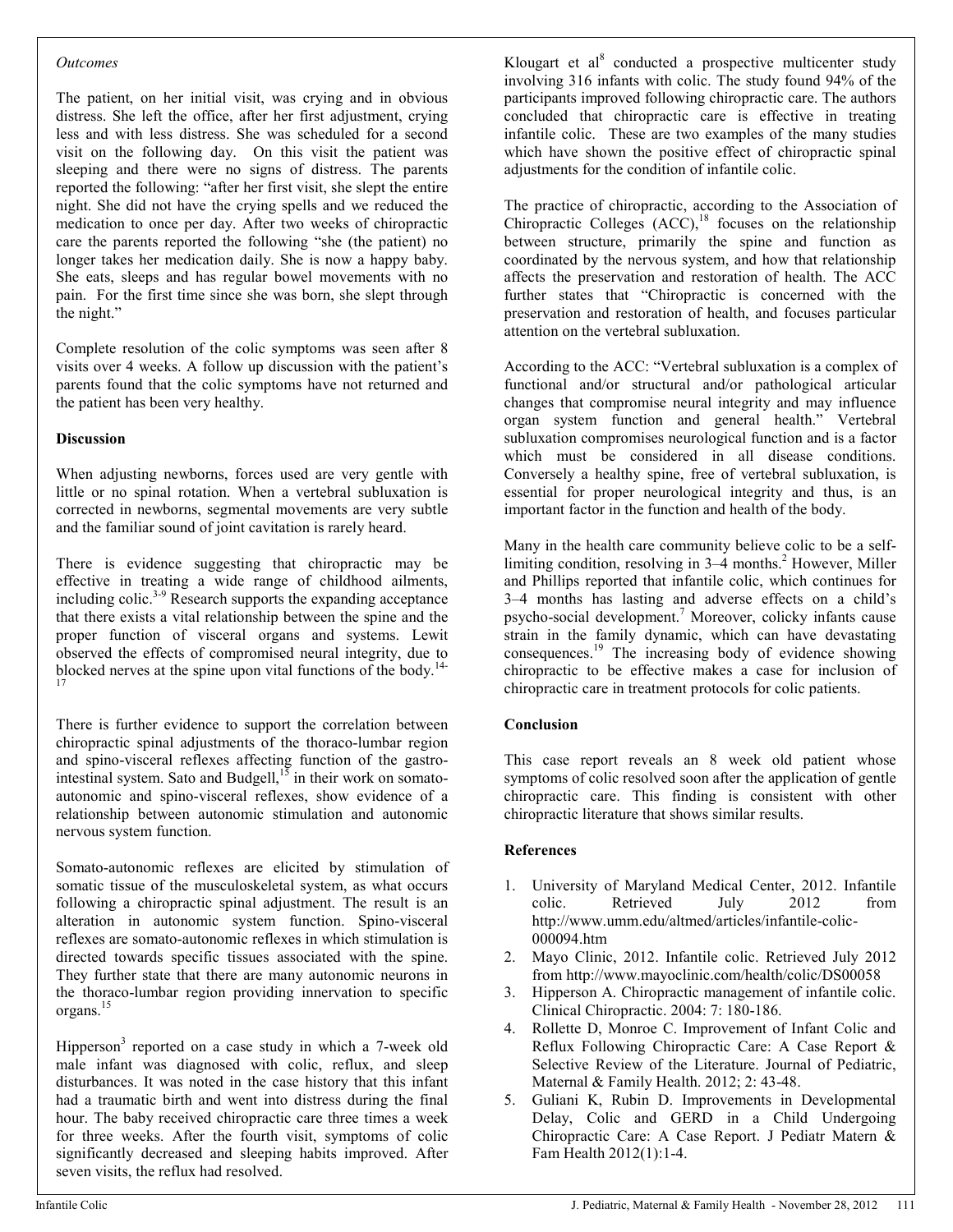*Outcomes*

The patient, on her initial visit, was crying and in obvious distress. She left the office, after her first adjustment, crying less and with less distress. She was scheduled for a second visit on the following day. On this visit the patient was sleeping and there were no signs of distress. The parents reported the following: "after her first visit, she slept the entire night. She did not have the crying spells and we reduced the medication to once per day. After two weeks of chiropractic care the parents reported the following "she (the patient) no longer takes her medication daily. She is now a happy baby. She eats, sleeps and has regular bowel movements with no pain. For the first time since she was born, she slept through the night."

Complete resolution of the colic symptoms was seen after 8 visits over 4 weeks. A follow up discussion with the patient's parents found that the colic symptoms have not returned and the patient has been very healthy.

**Discussion**

When adjusting newborns, forces used are very gentle with little or no spinal rotation. When a vertebral subluxation is corrected in newborns, segmental movements are very subtle and the familiar sound of joint cavitation is rarely heard.

There is evidence suggesting that chiropractic may be effective in treating a wide range of childhood ailments, including colic.[3-9] Research supports the expanding acceptance that there exists a vital relationship between the spine and the proper function of visceral organs and systems. Lewit observed the effects of compromised neural integrity, due to blocked nerves at the spine upon vital functions of the body.[14-17]

There is further evidence to support the correlation between chiropractic spinal adjustments of the thoraco-lumbar region and spino-visceral reflexes affecting function of the gastro-intestinal system. Sato and Budgell,[15] in their work on somato-autonomic and spino-visceral reflexes, show evidence of a relationship between autonomic stimulation and autonomic nervous system function.

Somato-autonomic reflexes are elicited by stimulation of somatic tissue of the musculoskeletal system, as what occurs following a chiropractic spinal adjustment. The result is an alteration in autonomic system function. Spino-visceral reflexes are somato-autonomic reflexes in which stimulation is directed towards specific tissues associated with the spine. They further state that there are many autonomic neurons in the thoraco-lumbar region providing innervation to specific organs.[15]

Hipperson[3] reported on a case study in which a 7-week old male infant was diagnosed with colic, reflux, and sleep disturbances. It was noted in the case history that this infant had a traumatic birth and went into distress during the final hour. The baby received chiropractic care three times a week for three weeks. After the fourth visit, symptoms of colic significantly decreased and sleeping habits improved. After seven visits, the reflux had resolved.

Klougart et al[8] conducted a prospective multicenter study involving 316 infants with colic. The study found 94% of the participants improved following chiropractic care. The authors concluded that chiropractic care is effective in treating infantile colic. These are two examples of the many studies which have shown the positive effect of chiropractic spinal adjustments for the condition of infantile colic.

The practice of chiropractic, according to the Association of Chiropractic Colleges (ACC),[18] focuses on the relationship between structure, primarily the spine and function as coordinated by the nervous system, and how that relationship affects the preservation and restoration of health. The ACC further states that "Chiropractic is concerned with the preservation and restoration of health, and focuses particular attention on the vertebral subluxation.

According to the ACC: "Vertebral subluxation is a complex of functional and/or structural and/or pathological articular changes that compromise neural integrity and may influence organ system function and general health." Vertebral subluxation compromises neurological function and is a factor which must be considered in all disease conditions. Conversely a healthy spine, free of vertebral subluxation, is essential for proper neurological integrity and thus, is an important factor in the function and health of the body.

Many in the health care community believe colic to be a self-limiting condition, resolving in 3–4 months.[2] However, Miller and Phillips reported that infantile colic, which continues for 3–4 months has lasting and adverse effects on a child's psycho-social development.[7] Moreover, colicky infants cause strain in the family dynamic, which can have devastating consequences.[19] The increasing body of evidence showing chiropractic to be effective makes a case for inclusion of chiropractic care in treatment protocols for colic patients.

**Conclusion**

This case report reveals an 8 week old patient whose symptoms of colic resolved soon after the application of gentle chiropractic care. This finding is consistent with other chiropractic literature that shows similar results.

**References**

1. University of Maryland Medical Center, 2012. Infantile colic. Retrieved July 2012 from http://www.umm.edu/altmed/articles/infantile-colic-000094.htm
2. Mayo Clinic, 2012. Infantile colic. Retrieved July 2012 from http://www.mayoclinic.com/health/colic/DS00058
3. Hipperson A. Chiropractic management of infantile colic. Clinical Chiropractic. 2004: 7: 180-186.
4. Rollette D, Monroe C. Improvement of Infant Colic and Reflux Following Chiropractic Care: A Case Report & Selective Review of the Literature. Journal of Pediatric, Maternal & Family Health. 2012; 2: 43-48.
5. Guliani K, Rubin D. Improvements in Developmental Delay, Colic and GERD in a Child Undergoing Chiropractic Care: A Case Report. J Pediatr Matern & Fam Health 2012(1):1-4.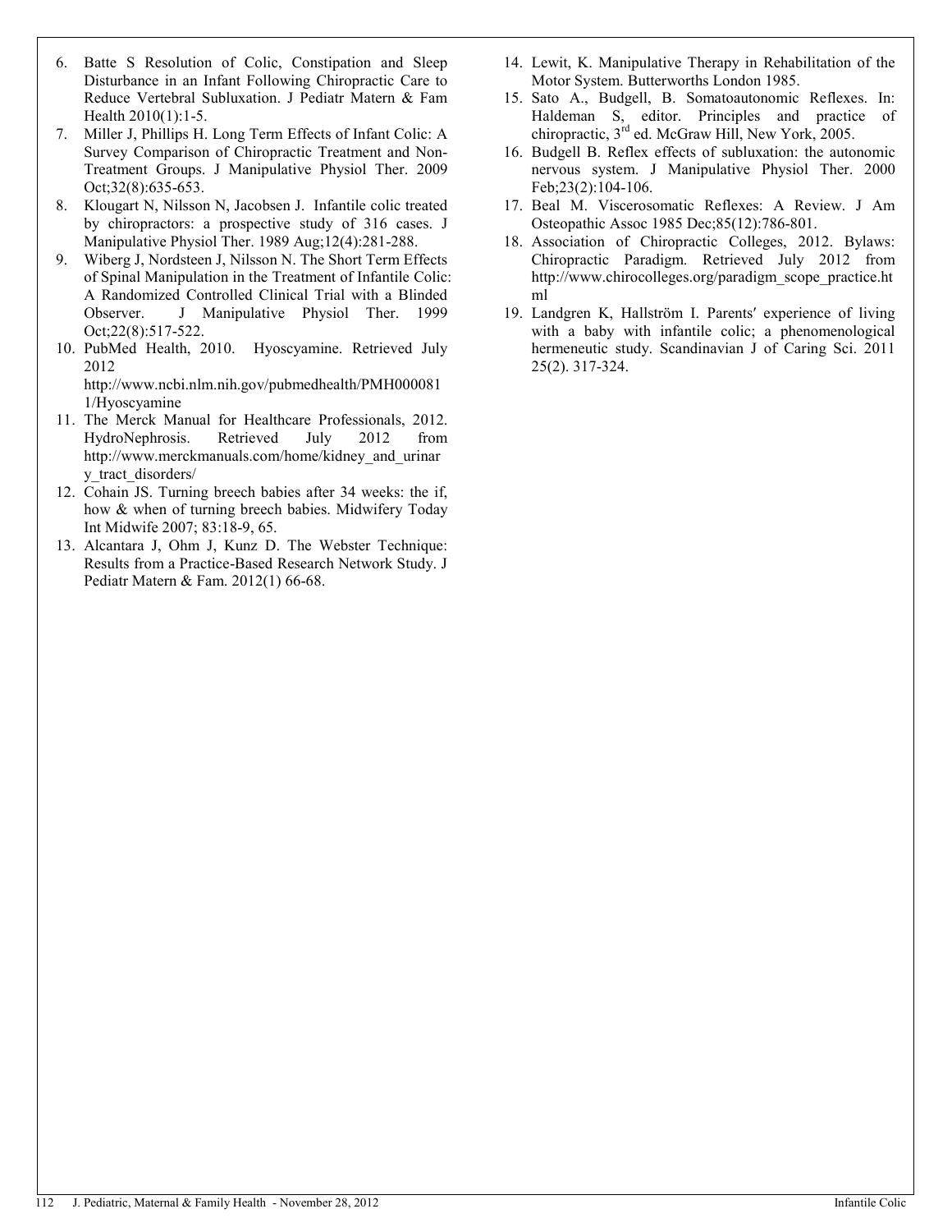6. Batte S Resolution of Colic, Constipation and Sleep Disturbance in an Infant Following Chiropractic Care to Reduce Vertebral Subluxation. J Pediatr Matern & Fam Health 2010(1):1-5.
7. Miller J, Phillips H. Long Term Effects of Infant Colic: A Survey Comparison of Chiropractic Treatment and Non-Treatment Groups. J Manipulative Physiol Ther. 2009 Oct;32(8):635-653.
8. Klougart N, Nilsson N, Jacobsen J. Infantile colic treated by chiropractors: a prospective study of 316 cases. J Manipulative Physiol Ther. 1989 Aug;12(4):281-288.
9. Wiberg J, Nordsteen J, Nilsson N. The Short Term Effects of Spinal Manipulation in the Treatment of Infantile Colic: A Randomized Controlled Clinical Trial with a Blinded Observer. J Manipulative Physiol Ther. 1999 Oct;22(8):517-522.
10. PubMed Health, 2010. Hyoscyamine. Retrieved July 2012 http://www.ncbi.nlm.nih.gov/pubmedhealth/PMH0000811/Hyoscyamine
11. The Merck Manual for Healthcare Professionals, 2012. HydroNephrosis. Retrieved July 2012 from http://www.merckmanuals.com/home/kidney_and_urinary_tract_disorders/
12. Cohain JS. Turning breech babies after 34 weeks: the if, how & when of turning breech babies. Midwifery Today Int Midwife 2007; 83:18-9, 65.
13. Alcantara J, Ohm J, Kunz D. The Webster Technique: Results from a Practice-Based Research Network Study. J Pediatr Matern & Fam. 2012(1) 66-68.
14. Lewit, K. Manipulative Therapy in Rehabilitation of the Motor System. Butterworths London 1985.
15. Sato A., Budgell, B. Somatoautonomic Reflexes. In: Haldeman S, editor. Principles and practice of chiropractic, 3rd ed. McGraw Hill, New York, 2005.
16. Budgell B. Reflex effects of subluxation: the autonomic nervous system. J Manipulative Physiol Ther. 2000 Feb;23(2):104-106.
17. Beal M. Viscerosomatic Reflexes: A Review. J Am Osteopathic Assoc 1985 Dec;85(12):786-801.
18. Association of Chiropractic Colleges, 2012. Bylaws: Chiropractic Paradigm. Retrieved July 2012 from http://www.chirocolleges.org/paradigm_scope_practice.html
19. Landgren K, Hallström I. Parents′ experience of living with a baby with infantile colic; a phenomenological hermeneutic study. Scandinavian J of Caring Sci. 2011 25(2). 317-324.